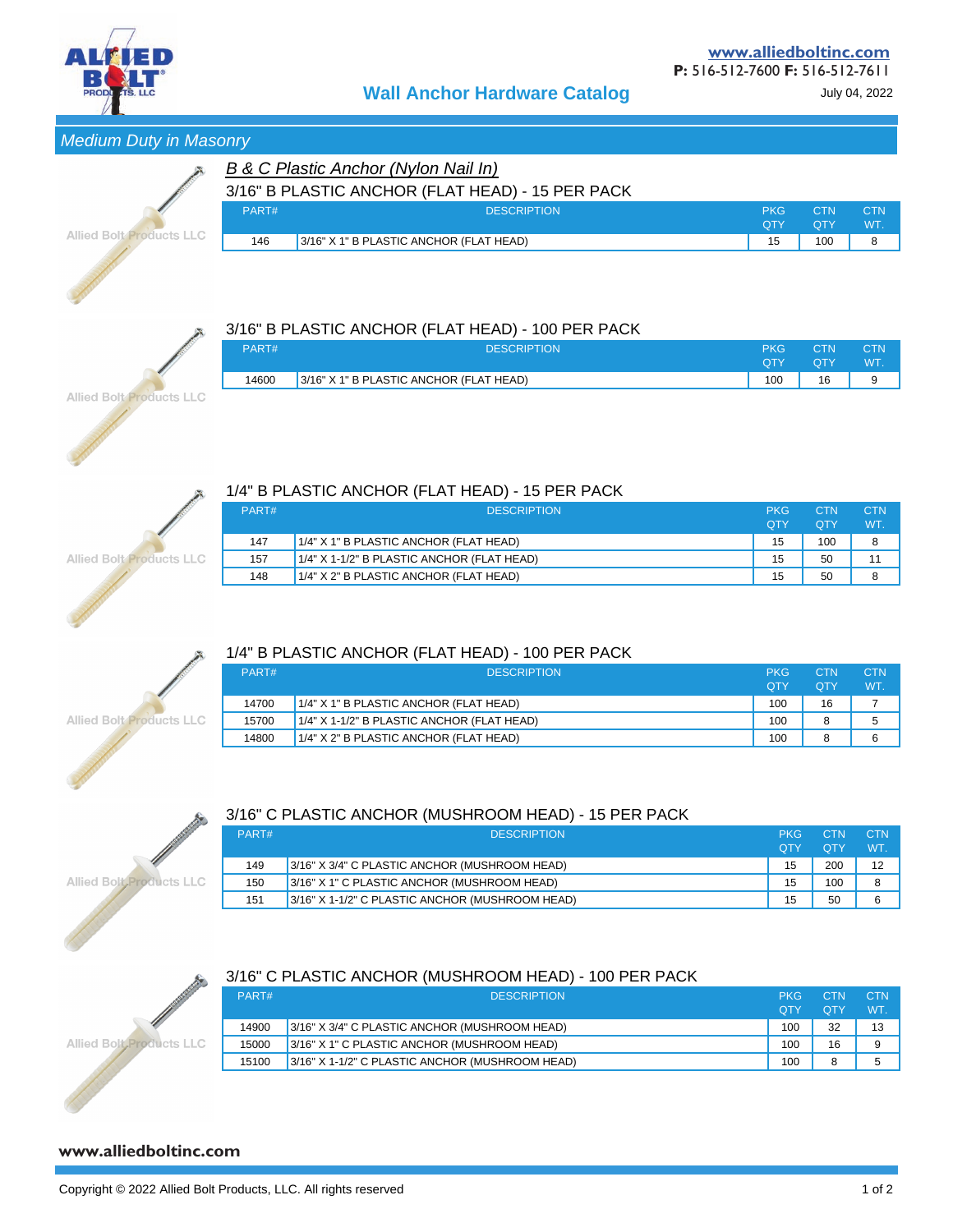# Wall Anchor Hardware Catalog

www.alliedboltinc.com
**P:** 516-512-7600 **F:** 516-512-7611

July 04, 2022

## *Medium Duty in Masonry*

### *B & C Plastic Anchor (Nylon Nail In)*

#### 3/16" B PLASTIC ANCHOR (FLAT HEAD) - 15 PER PACK

| PART# | DESCRIPTION | PKG QTY | CTN QTY | CTN WT. |
|---|---|---|---|---|
| 146 | 3/16" X 1" B PLASTIC ANCHOR (FLAT HEAD) | 15 | 100 | 8 |

#### 3/16" B PLASTIC ANCHOR (FLAT HEAD) - 100 PER PACK

| PART# | DESCRIPTION | PKG QTY | CTN QTY | CTN WT. |
|---|---|---|---|---|
| 14600 | 3/16" X 1" B PLASTIC ANCHOR (FLAT HEAD) | 100 | 16 | 9 |

#### 1/4" B PLASTIC ANCHOR (FLAT HEAD) - 15 PER PACK

| PART# | DESCRIPTION | PKG QTY | CTN QTY | CTN WT. |
|---|---|---|---|---|
| 147 | 1/4" X 1" B PLASTIC ANCHOR (FLAT HEAD) | 15 | 100 | 8 |
| 157 | 1/4" X 1-1/2" B PLASTIC ANCHOR (FLAT HEAD) | 15 | 50 | 11 |
| 148 | 1/4" X 2" B PLASTIC ANCHOR (FLAT HEAD) | 15 | 50 | 8 |

#### 1/4" B PLASTIC ANCHOR (FLAT HEAD) - 100 PER PACK

| PART# | DESCRIPTION | PKG QTY | CTN QTY | CTN WT. |
|---|---|---|---|---|
| 14700 | 1/4" X 1" B PLASTIC ANCHOR (FLAT HEAD) | 100 | 16 | 7 |
| 15700 | 1/4" X 1-1/2" B PLASTIC ANCHOR (FLAT HEAD) | 100 | 8 | 5 |
| 14800 | 1/4" X 2" B PLASTIC ANCHOR (FLAT HEAD) | 100 | 8 | 6 |

#### 3/16" C PLASTIC ANCHOR (MUSHROOM HEAD) - 15 PER PACK

| PART# | DESCRIPTION | PKG QTY | CTN QTY | CTN WT. |
|---|---|---|---|---|
| 149 | 3/16" X 3/4" C PLASTIC ANCHOR (MUSHROOM HEAD) | 15 | 200 | 12 |
| 150 | 3/16" X 1" C PLASTIC ANCHOR (MUSHROOM HEAD) | 15 | 100 | 8 |
| 151 | 3/16" X 1-1/2" C PLASTIC ANCHOR (MUSHROOM HEAD) | 15 | 50 | 6 |

#### 3/16" C PLASTIC ANCHOR (MUSHROOM HEAD) - 100 PER PACK

| PART# | DESCRIPTION | PKG QTY | CTN QTY | CTN WT. |
|---|---|---|---|---|
| 14900 | 3/16" X 3/4" C PLASTIC ANCHOR (MUSHROOM HEAD) | 100 | 32 | 13 |
| 15000 | 3/16" X 1" C PLASTIC ANCHOR (MUSHROOM HEAD) | 100 | 16 | 9 |
| 15100 | 3/16" X 1-1/2" C PLASTIC ANCHOR (MUSHROOM HEAD) | 100 | 8 | 5 |

Copyright © 2022 Allied Bolt Products, LLC. All rights reserved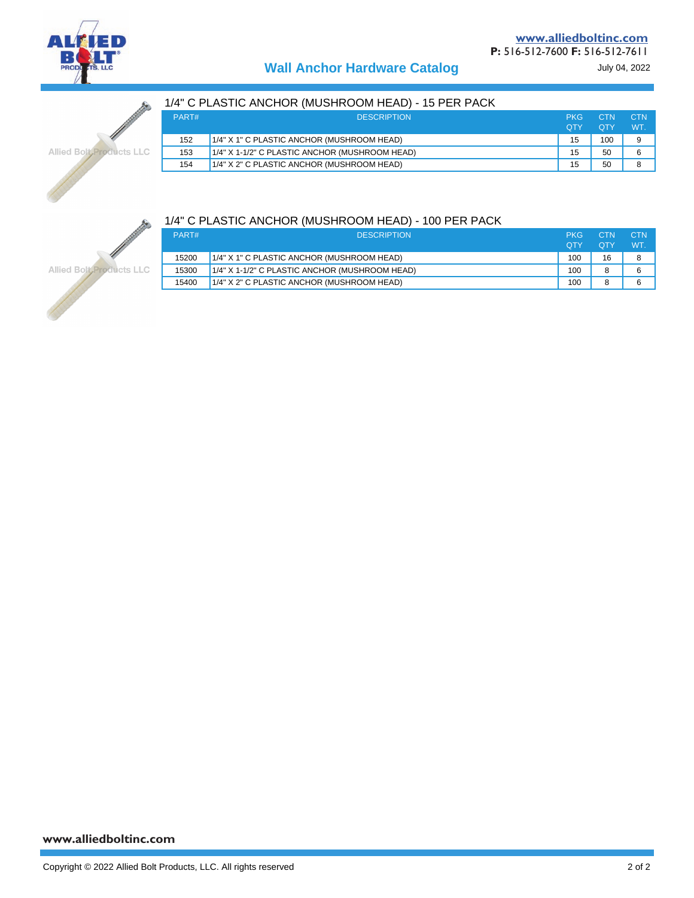## 1/4" C PLASTIC ANCHOR (MUSHROOM HEAD) - 15 PER PACK

| PART# | DESCRIPTION | PKG QTY | CTN QTY | CTN WT. |
|---|---|---|---|---|
| 152 | 1/4" X 1" C PLASTIC ANCHOR (MUSHROOM HEAD) | 15 | 100 | 9 |
| 153 | 1/4" X 1-1/2" C PLASTIC ANCHOR (MUSHROOM HEAD) | 15 | 50 | 6 |
| 154 | 1/4" X 2" C PLASTIC ANCHOR (MUSHROOM HEAD) | 15 | 50 | 8 |

## 1/4" C PLASTIC ANCHOR (MUSHROOM HEAD) - 100 PER PACK

| PART# | DESCRIPTION | PKG QTY | CTN QTY | CTN WT. |
|---|---|---|---|---|
| 15200 | 1/4" X 1" C PLASTIC ANCHOR (MUSHROOM HEAD) | 100 | 16 | 8 |
| 15300 | 1/4" X 1-1/2" C PLASTIC ANCHOR (MUSHROOM HEAD) | 100 | 8 | 6 |
| 15400 | 1/4" X 2" C PLASTIC ANCHOR (MUSHROOM HEAD) | 100 | 8 | 6 |